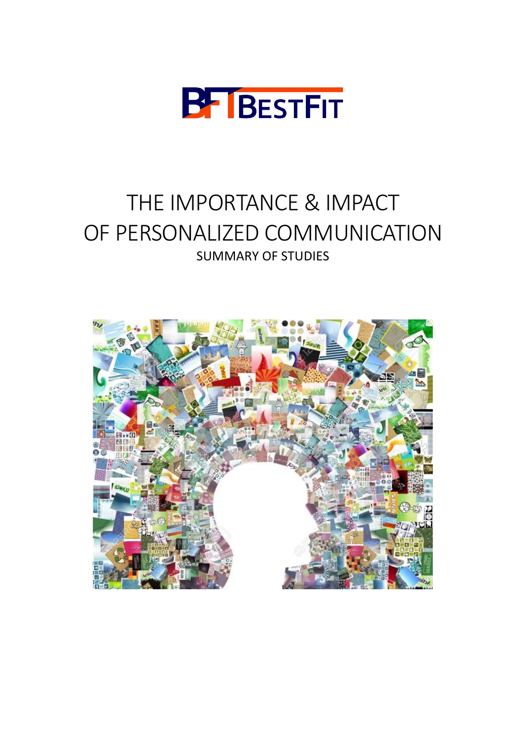BESTFIT

# THE IMPORTANCE & IMPACT OF PERSONALIZED COMMUNICATION

SUMMARY OF STUDIES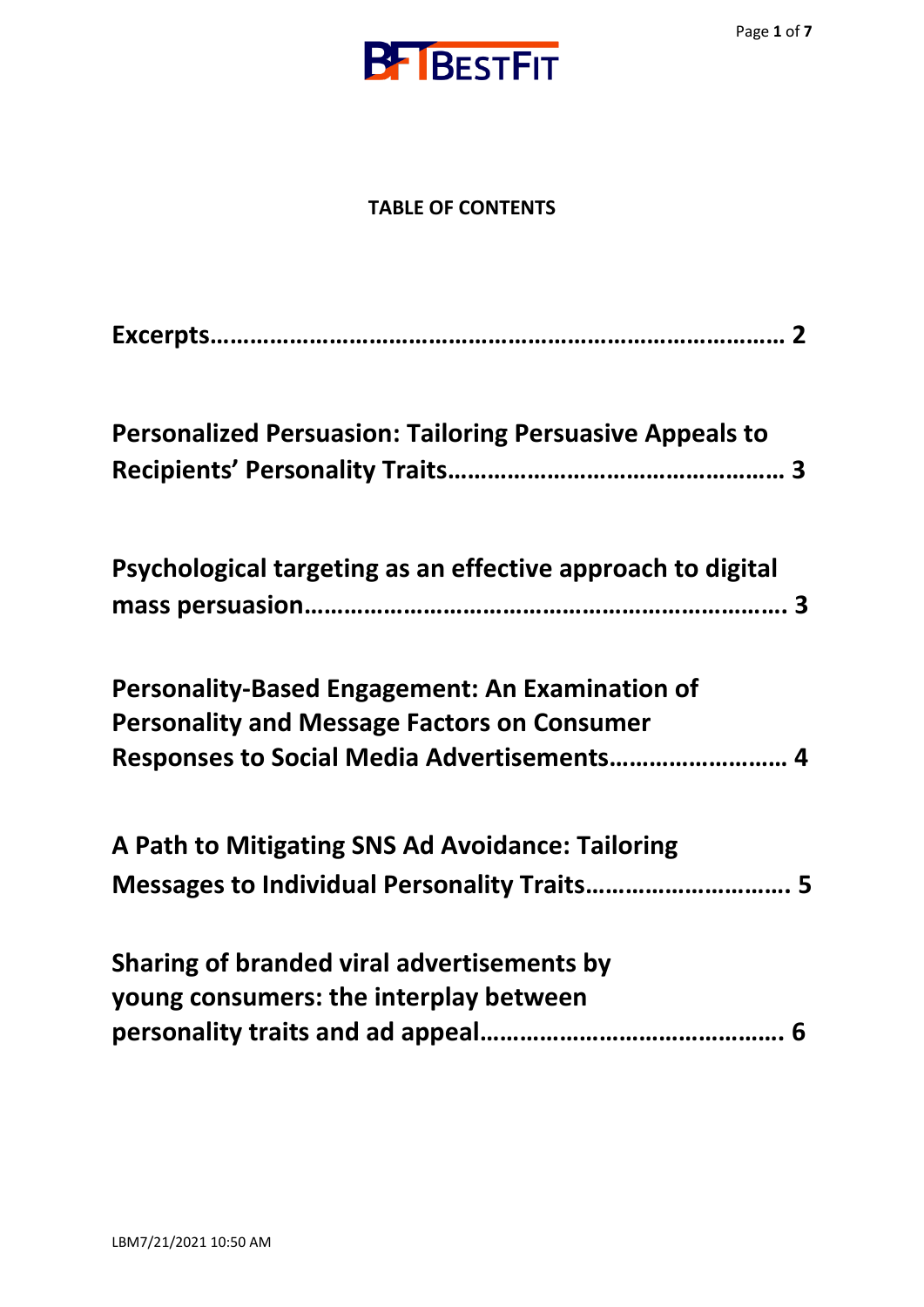**TABLE OF CONTENTS**

**Excerpts…………………………………………………………………………… 2**

**Personalized Persuasion: Tailoring Persuasive Appeals to Recipients' Personality Traits…………………………………………… 3**

**Psychological targeting as an effective approach to digital mass persuasion………………………………………………………… 3**

**Personality-Based Engagement: An Examination of Personality and Message Factors on Consumer Responses to Social Media Advertisements……………………… 4**

**A Path to Mitigating SNS Ad Avoidance: Tailoring Messages to Individual Personality Traits………………………… 5**

**Sharing of branded viral advertisements by young consumers: the interplay between personality traits and ad appeal……………………………………… 6**

LBM7/21/2021 10:50 AM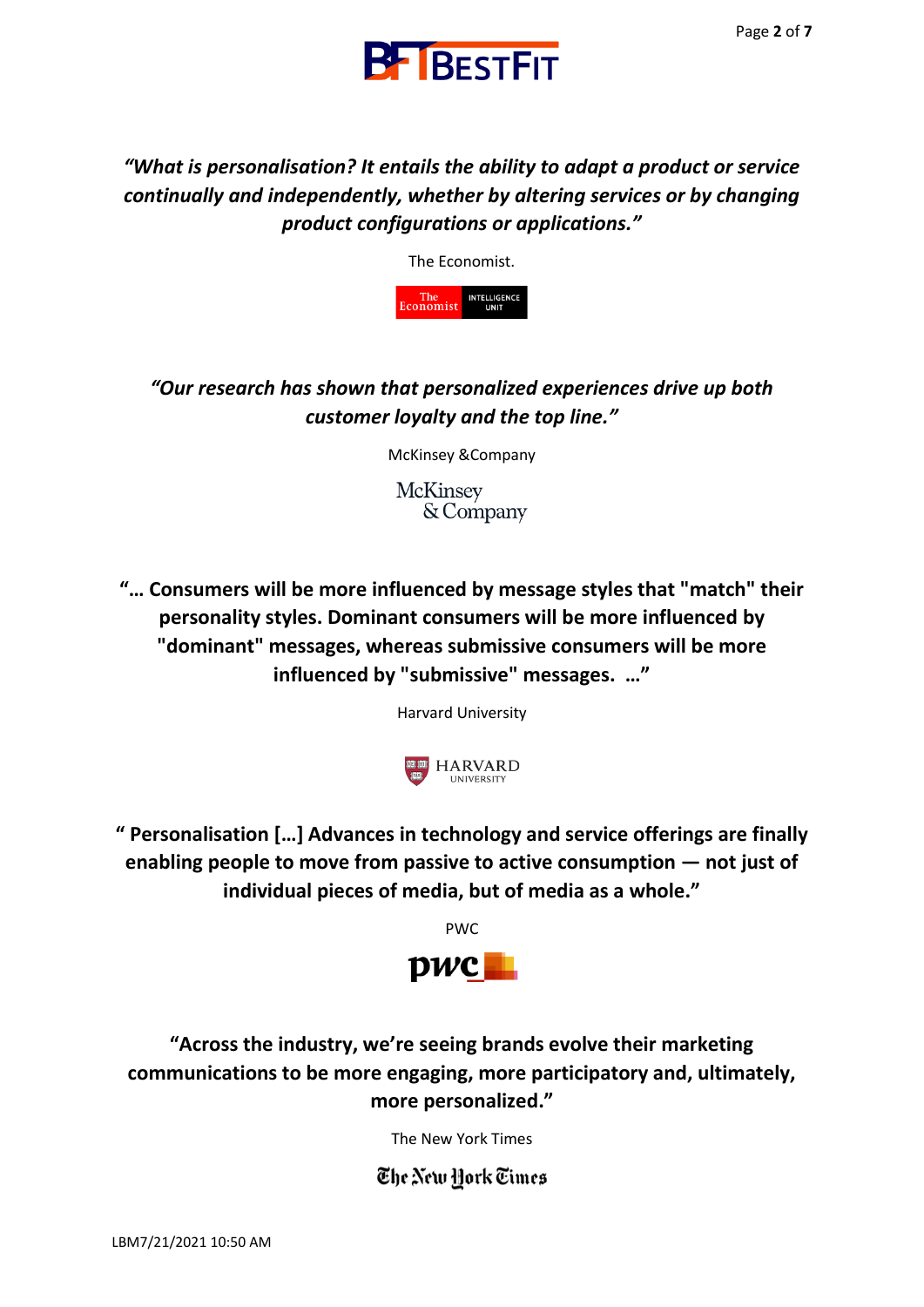*"What is personalisation? It entails the ability to adapt a product or service continually and independently, whether by altering services or by changing product configurations or applications."*

The Economist.

***"Our research has shown that personalized experiences drive up both customer loyalty and the top line."***

McKinsey &Company

**"… Consumers will be more influenced by message styles that "match" their personality styles. Dominant consumers will be more influenced by "dominant" messages, whereas submissive consumers will be more influenced by "submissive" messages. …"**

Harvard University

**" Personalisation […] Advances in technology and service offerings are finally enabling people to move from passive to active consumption — not just of individual pieces of media, but of media as a whole."**

PWC

**"Across the industry, we're seeing brands evolve their marketing communications to be more engaging, more participatory and, ultimately, more personalized."**

The New York Times

LBM7/21/2021 10:50 AM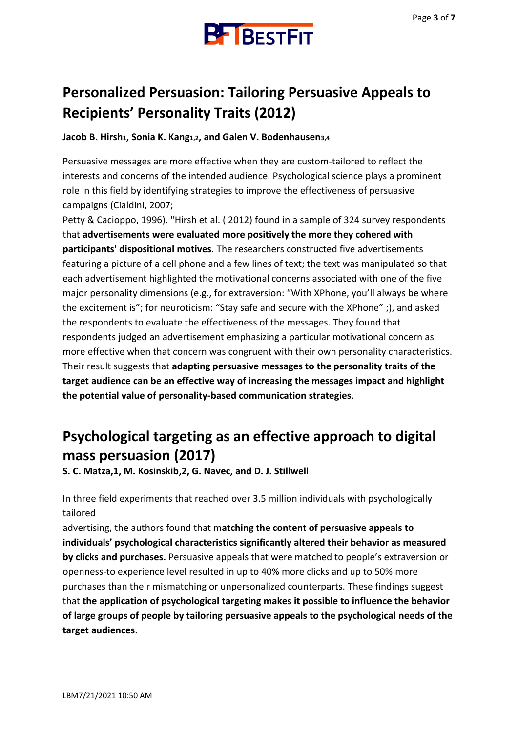## Personalized Persuasion: Tailoring Persuasive Appeals to Recipients' Personality Traits (2012)

**Jacob B. Hirsh[1], Sonia K. Kang[1,2], and Galen V. Bodenhausen[3,4]**

Persuasive messages are more effective when they are custom-tailored to reflect the interests and concerns of the intended audience. Psychological science plays a prominent role in this field by identifying strategies to improve the effectiveness of persuasive campaigns (Cialdini, 2007;
Petty & Cacioppo, 1996). "Hirsh et al. ( 2012) found in a sample of 324 survey respondents that **advertisements were evaluated more positively the more they cohered with participants' dispositional motives**. The researchers constructed five advertisements featuring a picture of a cell phone and a few lines of text; the text was manipulated so that each advertisement highlighted the motivational concerns associated with one of the five major personality dimensions (e.g., for extraversion: "With XPhone, you'll always be where the excitement is"; for neuroticism: "Stay safe and secure with the XPhone" ;), and asked the respondents to evaluate the effectiveness of the messages. They found that respondents judged an advertisement emphasizing a particular motivational concern as more effective when that concern was congruent with their own personality characteristics. Their result suggests that **adapting persuasive messages to the personality traits of the target audience can be an effective way of increasing the messages impact and highlight the potential value of personality-based communication strategies**.

## Psychological targeting as an effective approach to digital mass persuasion (2017)

**S. C. Matza,1, M. Kosinskib,2, G. Navec, and D. J. Stillwell**

In three field experiments that reached over 3.5 million individuals with psychologically tailored
advertising, the authors found that m**atching the content of persuasive appeals to individuals' psychological characteristics significantly altered their behavior as measured by clicks and purchases.** Persuasive appeals that were matched to people's extraversion or openness-to experience level resulted in up to 40% more clicks and up to 50% more purchases than their mismatching or unpersonalized counterparts. These findings suggest that **the application of psychological targeting makes it possible to influence the behavior of large groups of people by tailoring persuasive appeals to the psychological needs of the target audiences**.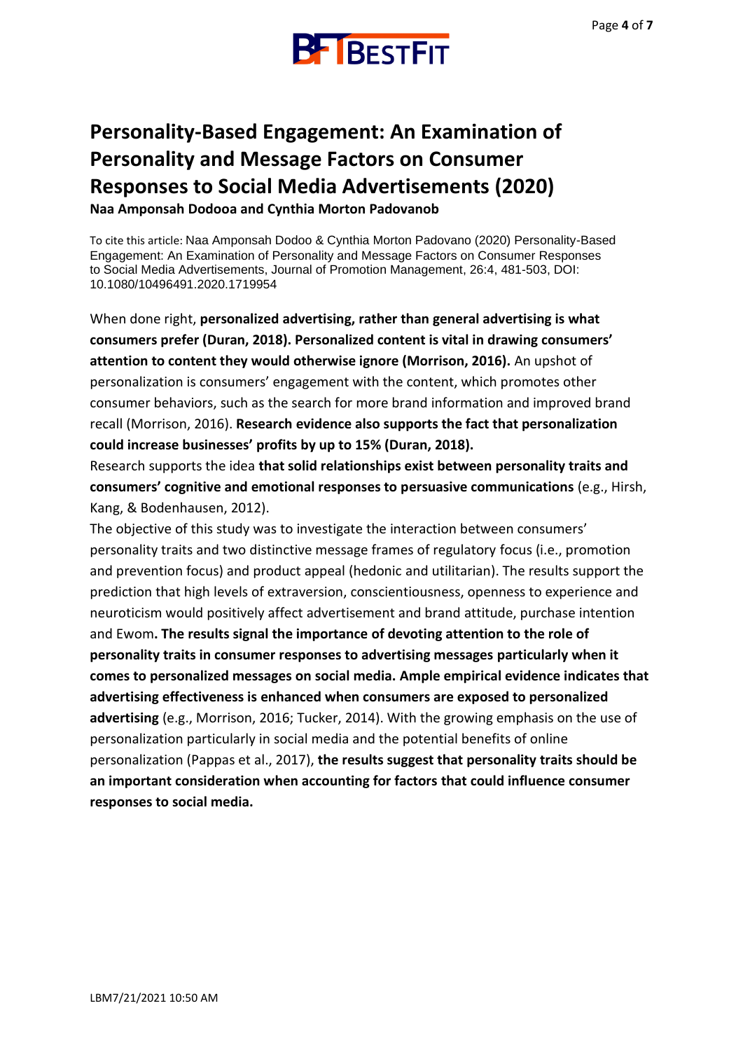# Personality-Based Engagement: An Examination of Personality and Message Factors on Consumer Responses to Social Media Advertisements (2020)

**Naa Amponsah Dodooa and Cynthia Morton Padovanob**

To cite this article: Naa Amponsah Dodoo & Cynthia Morton Padovano (2020) Personality-Based Engagement: An Examination of Personality and Message Factors on Consumer Responses to Social Media Advertisements, Journal of Promotion Management, 26:4, 481-503, DOI: 10.1080/10496491.2020.1719954

When done right, **personalized advertising, rather than general advertising is what consumers prefer (Duran, 2018). Personalized content is vital in drawing consumers' attention to content they would otherwise ignore (Morrison, 2016).** An upshot of personalization is consumers' engagement with the content, which promotes other consumer behaviors, such as the search for more brand information and improved brand recall (Morrison, 2016). **Research evidence also supports the fact that personalization could increase businesses' profits by up to 15% (Duran, 2018).**

Research supports the idea **that solid relationships exist between personality traits and consumers' cognitive and emotional responses to persuasive communications** (e.g., Hirsh, Kang, & Bodenhausen, 2012).

The objective of this study was to investigate the interaction between consumers' personality traits and two distinctive message frames of regulatory focus (i.e., promotion and prevention focus) and product appeal (hedonic and utilitarian). The results support the prediction that high levels of extraversion, conscientiousness, openness to experience and neuroticism would positively affect advertisement and brand attitude, purchase intention and Ewom**. The results signal the importance of devoting attention to the role of personality traits in consumer responses to advertising messages particularly when it comes to personalized messages on social media. Ample empirical evidence indicates that advertising effectiveness is enhanced when consumers are exposed to personalized advertising** (e.g., Morrison, 2016; Tucker, 2014). With the growing emphasis on the use of personalization particularly in social media and the potential benefits of online personalization (Pappas et al., 2017), **the results suggest that personality traits should be an important consideration when accounting for factors that could influence consumer responses to social media.**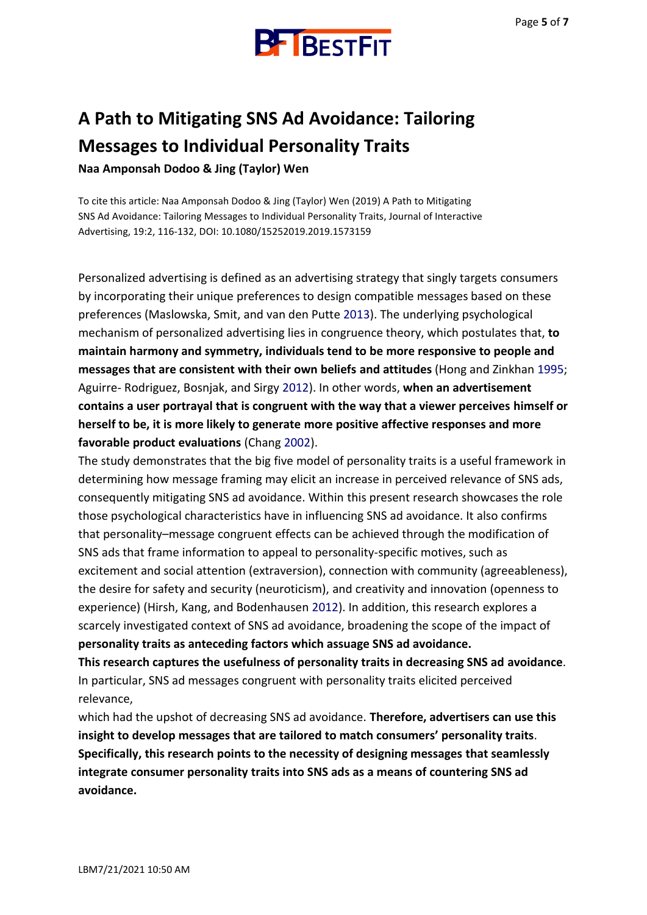# A Path to Mitigating SNS Ad Avoidance: Tailoring Messages to Individual Personality Traits

**Naa Amponsah Dodoo & Jing (Taylor) Wen**

To cite this article: Naa Amponsah Dodoo & Jing (Taylor) Wen (2019) A Path to Mitigating SNS Ad Avoidance: Tailoring Messages to Individual Personality Traits, Journal of Interactive Advertising, 19:2, 116-132, DOI: 10.1080/15252019.2019.1573159

Personalized advertising is defined as an advertising strategy that singly targets consumers by incorporating their unique preferences to design compatible messages based on these preferences (Maslowska, Smit, and van den Putte 2013). The underlying psychological mechanism of personalized advertising lies in congruence theory, which postulates that, **to maintain harmony and symmetry, individuals tend to be more responsive to people and messages that are consistent with their own beliefs and attitudes** (Hong and Zinkhan 1995; Aguirre- Rodriguez, Bosnjak, and Sirgy 2012). In other words, **when an advertisement contains a user portrayal that is congruent with the way that a viewer perceives himself or herself to be, it is more likely to generate more positive affective responses and more favorable product evaluations** (Chang 2002).

The study demonstrates that the big five model of personality traits is a useful framework in determining how message framing may elicit an increase in perceived relevance of SNS ads, consequently mitigating SNS ad avoidance. Within this present research showcases the role those psychological characteristics have in influencing SNS ad avoidance. It also confirms that personality–message congruent effects can be achieved through the modification of SNS ads that frame information to appeal to personality-specific motives, such as excitement and social attention (extraversion), connection with community (agreeableness), the desire for safety and security (neuroticism), and creativity and innovation (openness to experience) (Hirsh, Kang, and Bodenhausen 2012). In addition, this research explores a scarcely investigated context of SNS ad avoidance, broadening the scope of the impact of **personality traits as anteceding factors which assuage SNS ad avoidance.**

**This research captures the usefulness of personality traits in decreasing SNS ad avoidance**. In particular, SNS ad messages congruent with personality traits elicited perceived relevance,

which had the upshot of decreasing SNS ad avoidance. **Therefore, advertisers can use this insight to develop messages that are tailored to match consumers' personality traits**. **Specifically, this research points to the necessity of designing messages that seamlessly integrate consumer personality traits into SNS ads as a means of countering SNS ad avoidance.**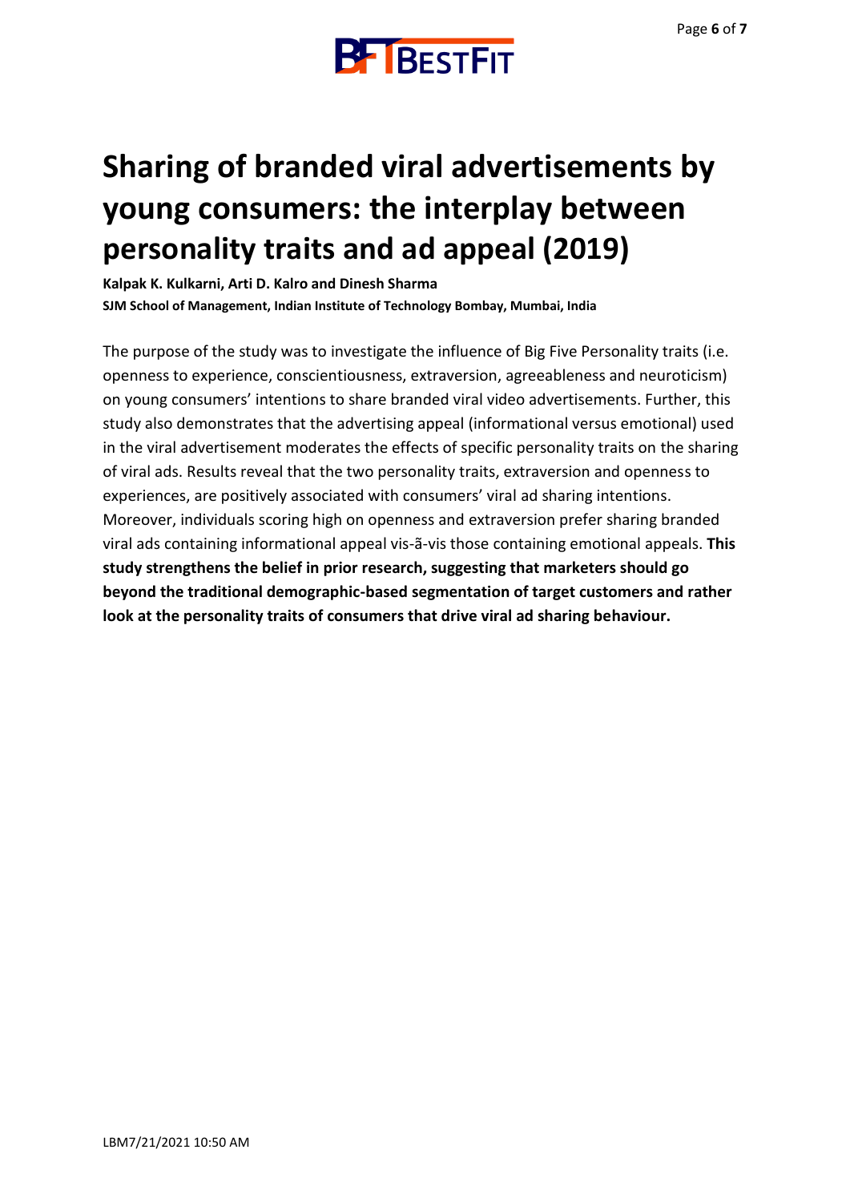# Sharing of branded viral advertisements by young consumers: the interplay between personality traits and ad appeal (2019)

**Kalpak K. Kulkarni, Arti D. Kalro and Dinesh Sharma**

**SJM School of Management, Indian Institute of Technology Bombay, Mumbai, India**

The purpose of the study was to investigate the influence of Big Five Personality traits (i.e. openness to experience, conscientiousness, extraversion, agreeableness and neuroticism) on young consumers' intentions to share branded viral video advertisements. Further, this study also demonstrates that the advertising appeal (informational versus emotional) used in the viral advertisement moderates the effects of specific personality traits on the sharing of viral ads. Results reveal that the two personality traits, extraversion and openness to experiences, are positively associated with consumers' viral ad sharing intentions. Moreover, individuals scoring high on openness and extraversion prefer sharing branded viral ads containing informational appeal vis-ã-vis those containing emotional appeals. **This study strengthens the belief in prior research, suggesting that marketers should go beyond the traditional demographic-based segmentation of target customers and rather look at the personality traits of consumers that drive viral ad sharing behaviour.**